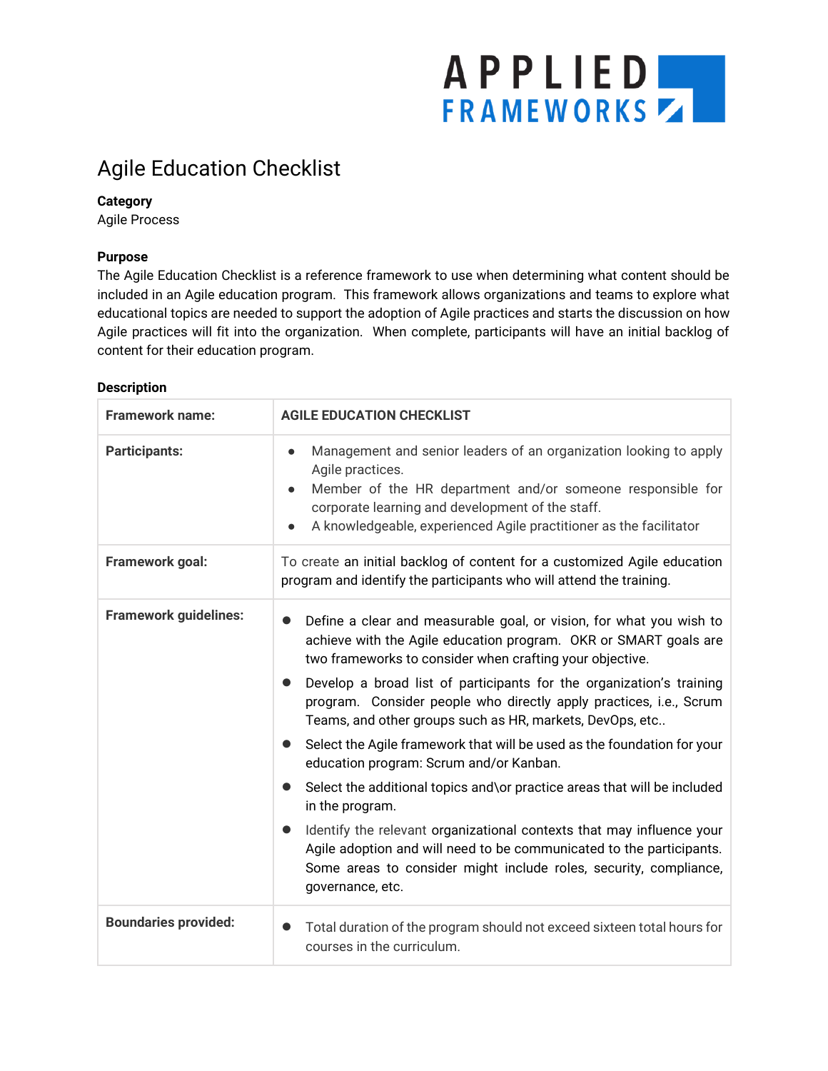# Agile Education Checklist

**Category**
Agile Process

**Purpose**
The Agile Education Checklist is a reference framework to use when determining what content should be included in an Agile education program. This framework allows organizations and teams to explore what educational topics are needed to support the adoption of Agile practices and starts the discussion on how Agile practices will fit into the organization. When complete, participants will have an initial backlog of content for their education program.

**Description**

| **Framework name:** | **AGILE EDUCATION CHECKLIST** |
|---|---|
| **Participants:** | • Management and senior leaders of an organization looking to apply Agile practices.<br>• Member of the HR department and/or someone responsible for corporate learning and development of the staff.<br>• A knowledgeable, experienced Agile practitioner as the facilitator |
| **Framework goal:** | To create an initial backlog of content for a customized Agile education program and identify the participants who will attend the training. |
| **Framework guidelines:** | • Define a clear and measurable goal, or vision, for what you wish to achieve with the Agile education program. OKR or SMART goals are two frameworks to consider when crafting your objective.<br>• Develop a broad list of participants for the organization's training program. Consider people who directly apply practices, i.e., Scrum Teams, and other groups such as HR, markets, DevOps, etc..<br>• Select the Agile framework that will be used as the foundation for your education program: Scrum and/or Kanban.<br>• Select the additional topics and\or practice areas that will be included in the program.<br>• Identify the relevant organizational contexts that may influence your Agile adoption and will need to be communicated to the participants. Some areas to consider might include roles, security, compliance, governance, etc. |
| **Boundaries provided:** | • Total duration of the program should not exceed sixteen total hours for courses in the curriculum. |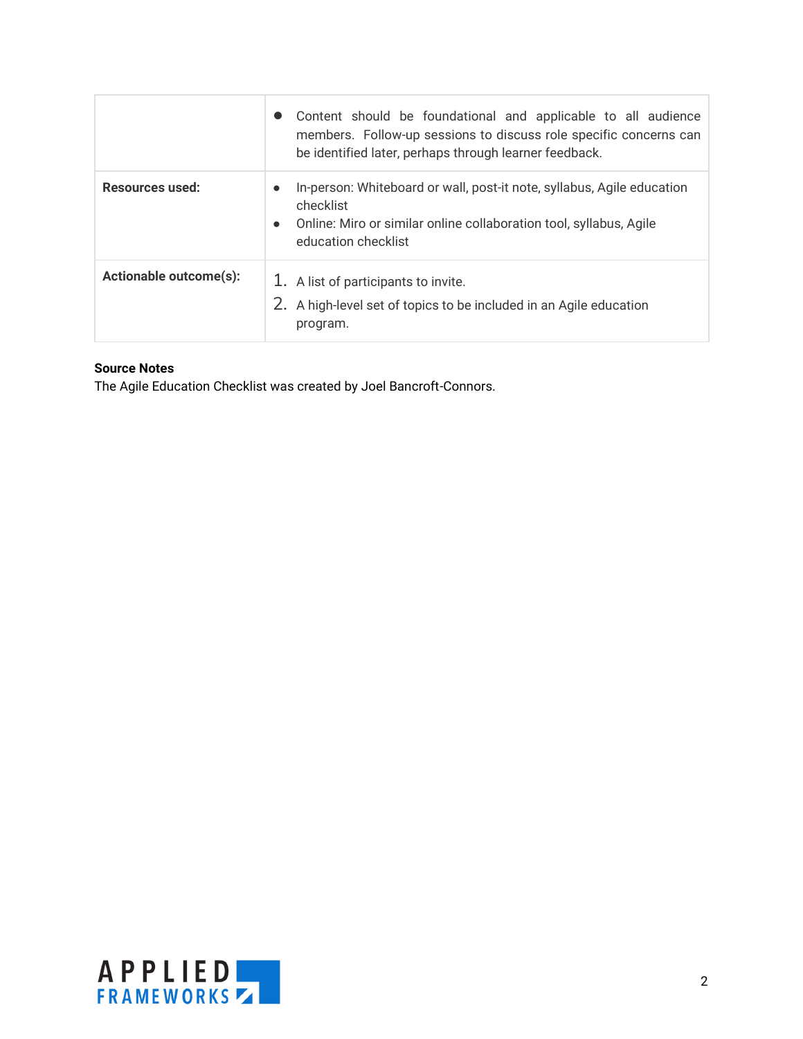| | |
|---|---|
| | • Content should be foundational and applicable to all audience members. Follow-up sessions to discuss role specific concerns can be identified later, perhaps through learner feedback. |
| **Resources used:** | • In-person: Whiteboard or wall, post-it note, syllabus, Agile education checklist<br>• Online: Miro or similar online collaboration tool, syllabus, Agile education checklist |
| **Actionable outcome(s):** | 1. A list of participants to invite.<br>2. A high-level set of topics to be included in an Agile education program. |

**Source Notes**
The Agile Education Checklist was created by Joel Bancroft-Connors.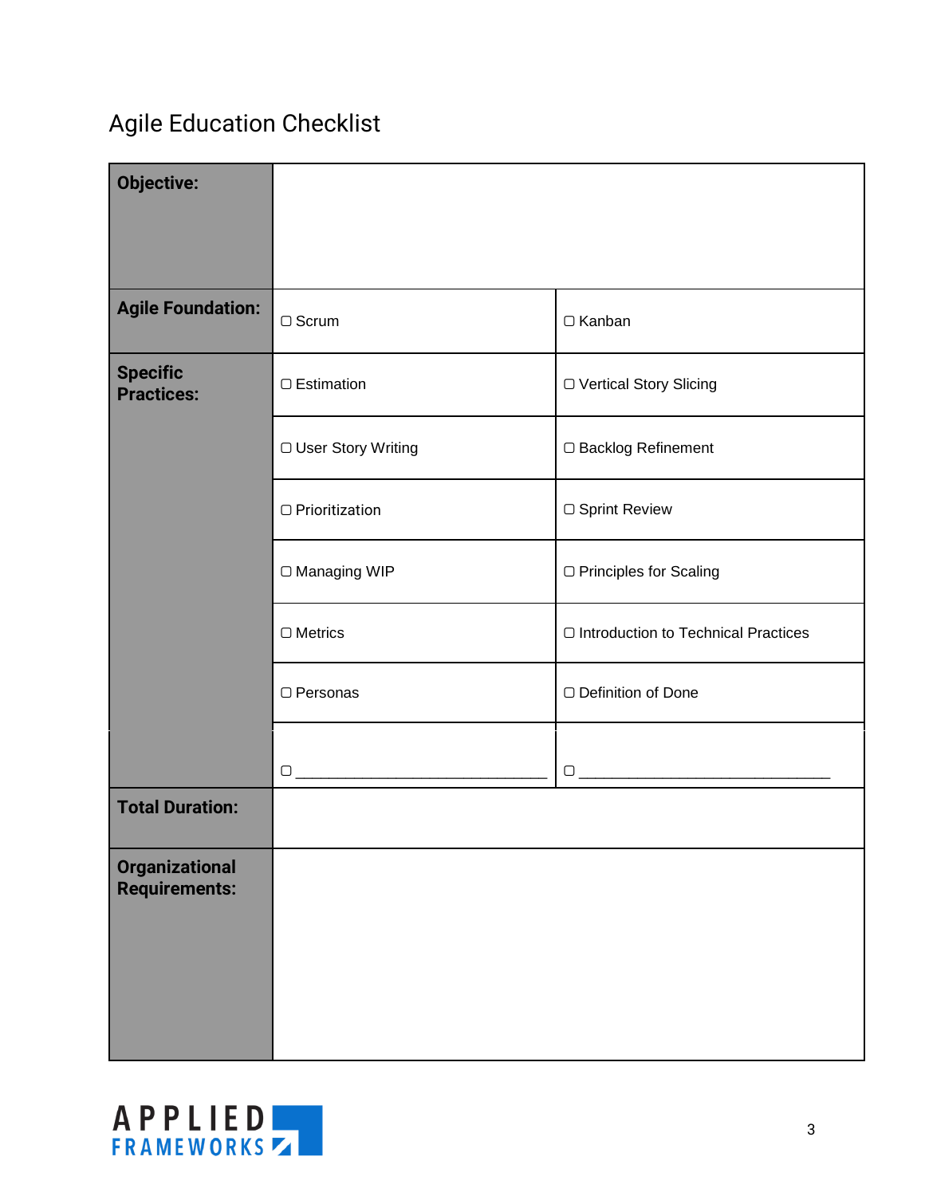## Agile Education Checklist

| | | |
|---|---|---|
| **Objective:** | | |
| **Agile Foundation:** | ▢ Scrum | ▢ Kanban |
| **Specific Practices:** | ▢ Estimation | ▢ Vertical Story Slicing |
| | ▢ User Story Writing | ▢ Backlog Refinement |
| | ▢ Prioritization | ▢ Sprint Review |
| | ▢ Managing WIP | ▢ Principles for Scaling |
| | ▢ Metrics | ▢ Introduction to Technical Practices |
| | ▢ Personas | ▢ Definition of Done |
| | ▢ ______________________________ | ▢ ______________________________ |
| **Total Duration:** | | |
| **Organizational Requirements:** | | |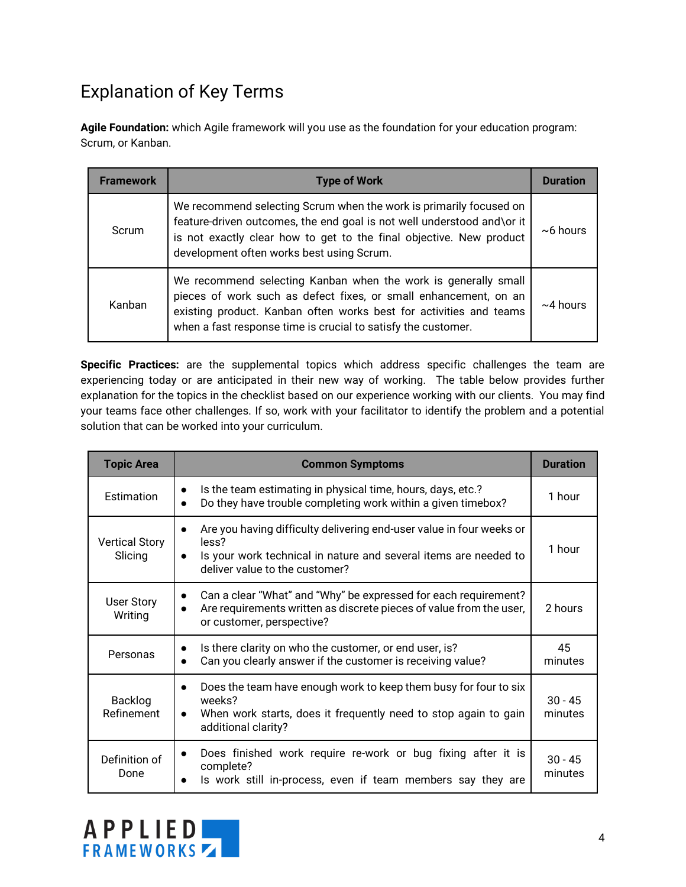## Explanation of Key Terms

**Agile Foundation:** which Agile framework will you use as the foundation for your education program: Scrum, or Kanban.

| Framework | Type of Work | Duration |
|---|---|---|
| Scrum | We recommend selecting Scrum when the work is primarily focused on feature-driven outcomes, the end goal is not well understood and\or it is not exactly clear how to get to the final objective. New product development often works best using Scrum. | ~6 hours |
| Kanban | We recommend selecting Kanban when the work is generally small pieces of work such as defect fixes, or small enhancement, on an existing product. Kanban often works best for activities and teams when a fast response time is crucial to satisfy the customer. | ~4 hours |

**Specific Practices:** are the supplemental topics which address specific challenges the team are experiencing today or are anticipated in their new way of working. The table below provides further explanation for the topics in the checklist based on our experience working with our clients. You may find your teams face other challenges. If so, work with your facilitator to identify the problem and a potential solution that can be worked into your curriculum.

| Topic Area | Common Symptoms | Duration |
|---|---|---|
| Estimation | • Is the team estimating in physical time, hours, days, etc.?<br>• Do they have trouble completing work within a given timebox? | 1 hour |
| Vertical Story Slicing | • Are you having difficulty delivering end-user value in four weeks or less?<br>• Is your work technical in nature and several items are needed to deliver value to the customer? | 1 hour |
| User Story Writing | • Can a clear "What" and "Why" be expressed for each requirement?<br>• Are requirements written as discrete pieces of value from the user, or customer, perspective? | 2 hours |
| Personas | • Is there clarity on who the customer, or end user, is?<br>• Can you clearly answer if the customer is receiving value? | 45 minutes |
| Backlog Refinement | • Does the team have enough work to keep them busy for four to six weeks?<br>• When work starts, does it frequently need to stop again to gain additional clarity? | 30 - 45 minutes |
| Definition of Done | • Does finished work require re-work or bug fixing after it is complete?<br>• Is work still in-process, even if team members say they are | 30 - 45 minutes |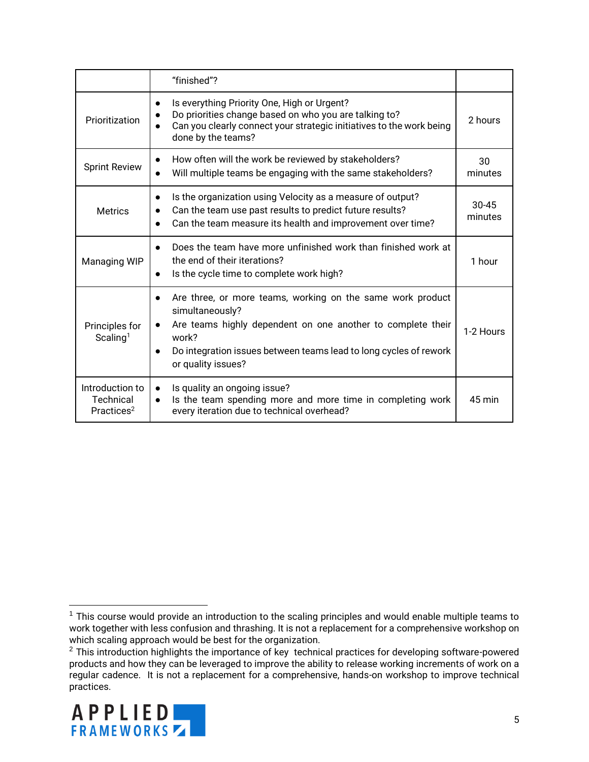| | | |
|---|---|---|
| | "finished"? | |
| Prioritization | • Is everything Priority One, High or Urgent?<br>• Do priorities change based on who you are talking to?<br>• Can you clearly connect your strategic initiatives to the work being done by the teams? | 2 hours |
| Sprint Review | • How often will the work be reviewed by stakeholders?<br>• Will multiple teams be engaging with the same stakeholders? | 30 minutes |
| Metrics | • Is the organization using Velocity as a measure of output?<br>• Can the team use past results to predict future results?<br>• Can the team measure its health and improvement over time? | 30-45 minutes |
| Managing WIP | • Does the team have more unfinished work than finished work at the end of their iterations?<br>• Is the cycle time to complete work high? | 1 hour |
| Principles for Scaling[1] | • Are three, or more teams, working on the same work product simultaneously?<br>• Are teams highly dependent on one another to complete their work?<br>• Do integration issues between teams lead to long cycles of rework or quality issues? | 1-2 Hours |
| Introduction to Technical Practices[2] | • Is quality an ongoing issue?<br>• Is the team spending more and more time in completing work every iteration due to technical overhead? | 45 min |

[1] This course would provide an introduction to the scaling principles and would enable multiple teams to work together with less confusion and thrashing. It is not a replacement for a comprehensive workshop on which scaling approach would be best for the organization.

[2] This introduction highlights the importance of key technical practices for developing software-powered products and how they can be leveraged to improve the ability to release working increments of work on a regular cadence. It is not a replacement for a comprehensive, hands-on workshop to improve technical practices.

APPLIED FRAMEWORKS